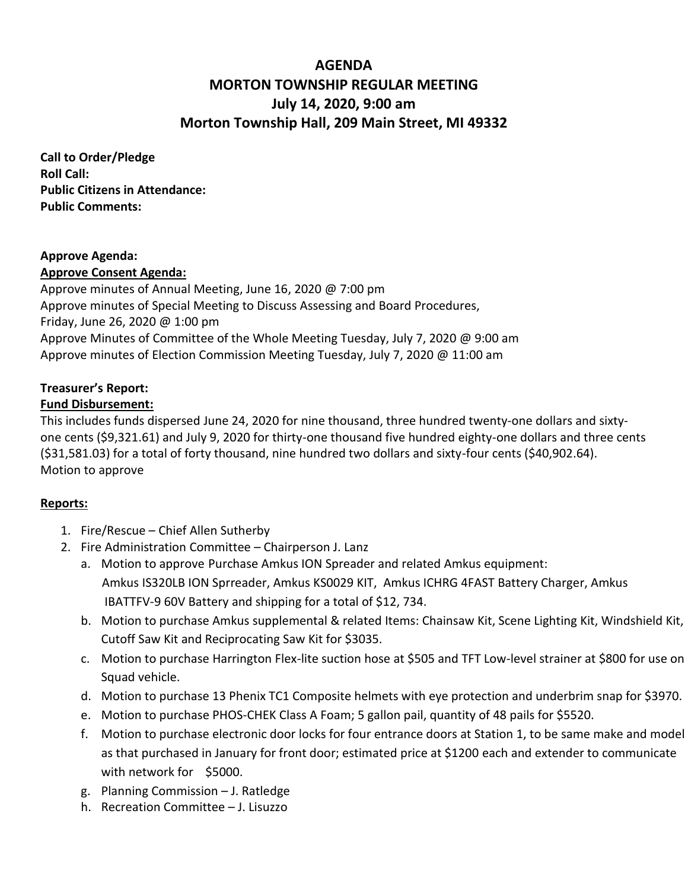# AGENDA
# MORTON TOWNSHIP REGULAR MEETING
## July 14, 2020, 9:00 am
## Morton Township Hall, 209 Main Street, MI 49332

**Call to Order/Pledge**
**Roll Call:**
**Public Citizens in Attendance:**
**Public Comments:**

**Approve Agenda:**
**Approve Consent Agenda:**
Approve minutes of Annual Meeting, June 16, 2020 @ 7:00 pm
Approve minutes of Special Meeting to Discuss Assessing and Board Procedures,
Friday, June 26, 2020 @ 1:00 pm
Approve Minutes of Committee of the Whole Meeting Tuesday, July 7, 2020 @ 9:00 am
Approve minutes of Election Commission Meeting Tuesday, July 7, 2020 @ 11:00 am

**Treasurer's Report:**
**Fund Disbursement:**
This includes funds dispersed June 24, 2020 for nine thousand, three hundred twenty-one dollars and sixty-one cents ($9,321.61) and July 9, 2020 for thirty-one thousand five hundred eighty-one dollars and three cents ($31,581.03) for a total of forty thousand, nine hundred two dollars and sixty-four cents ($40,902.64).
Motion to approve

**Reports:**

1. Fire/Rescue – Chief Allen Sutherby
2. Fire Administration Committee – Chairperson J. Lanz
   a. Motion to approve Purchase Amkus ION Spreader and related Amkus equipment: Amkus IS320LB ION Sprreader, Amkus KS0029 KIT, Amkus ICHRG 4FAST Battery Charger, Amkus IBATTFV-9 60V Battery and shipping for a total of $12, 734.
   b. Motion to purchase Amkus supplemental & related Items: Chainsaw Kit, Scene Lighting Kit, Windshield Kit, Cutoff Saw Kit and Reciprocating Saw Kit for $3035.
   c. Motion to purchase Harrington Flex-lite suction hose at $505 and TFT Low-level strainer at $800 for use on Squad vehicle.
   d. Motion to purchase 13 Phenix TC1 Composite helmets with eye protection and underbrim snap for $3970.
   e. Motion to purchase PHOS-CHEK Class A Foam; 5 gallon pail, quantity of 48 pails for $5520.
   f. Motion to purchase electronic door locks for four entrance doors at Station 1, to be same make and model as that purchased in January for front door; estimated price at $1200 each and extender to communicate with network for $5000.
   g. Planning Commission – J. Ratledge
   h. Recreation Committee – J. Lisuzzo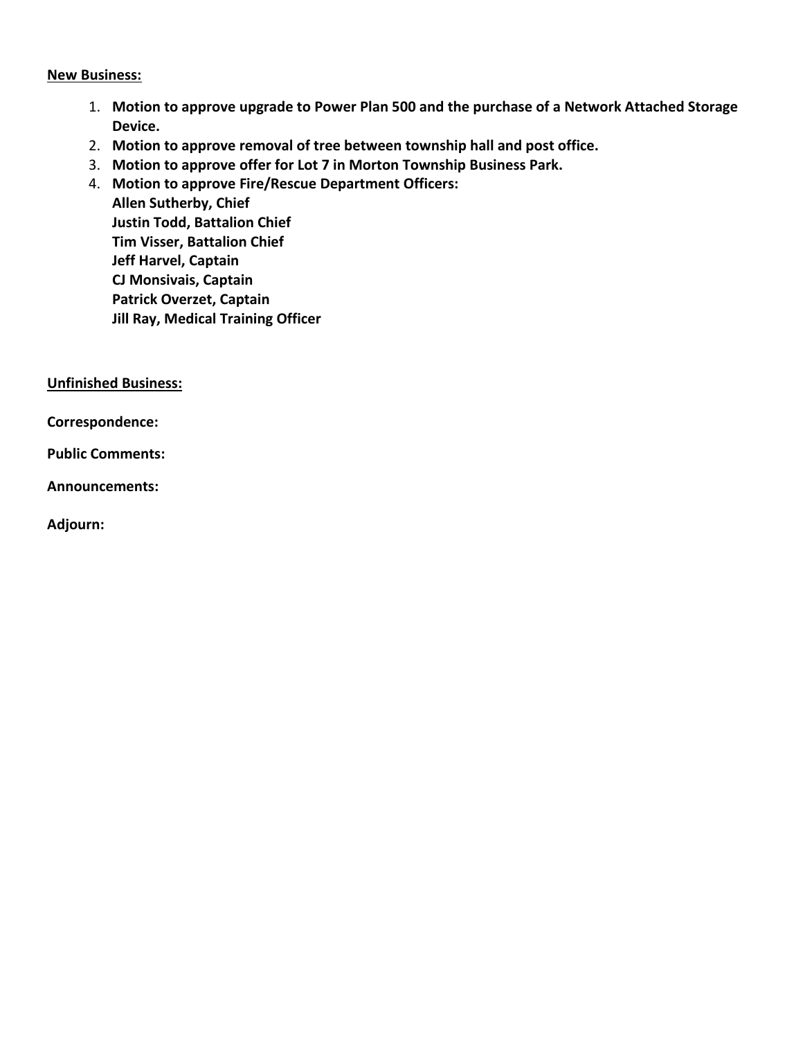**<u>New Business:</u>**

1. **Motion to approve upgrade to Power Plan 500 and the purchase of a Network Attached Storage Device.**
2. **Motion to approve removal of tree between township hall and post office.**
3. **Motion to approve offer for Lot 7 in Morton Township Business Park.**
4. **Motion to approve Fire/Rescue Department Officers:**
   **Allen Sutherby, Chief**
   **Justin Todd, Battalion Chief**
   **Tim Visser, Battalion Chief**
   **Jeff Harvel, Captain**
   **CJ Monsivais, Captain**
   **Patrick Overzet, Captain**
   **Jill Ray, Medical Training Officer**

**<u>Unfinished Business:</u>**

**Correspondence:**

**Public Comments:**

**Announcements:**

**Adjourn:**